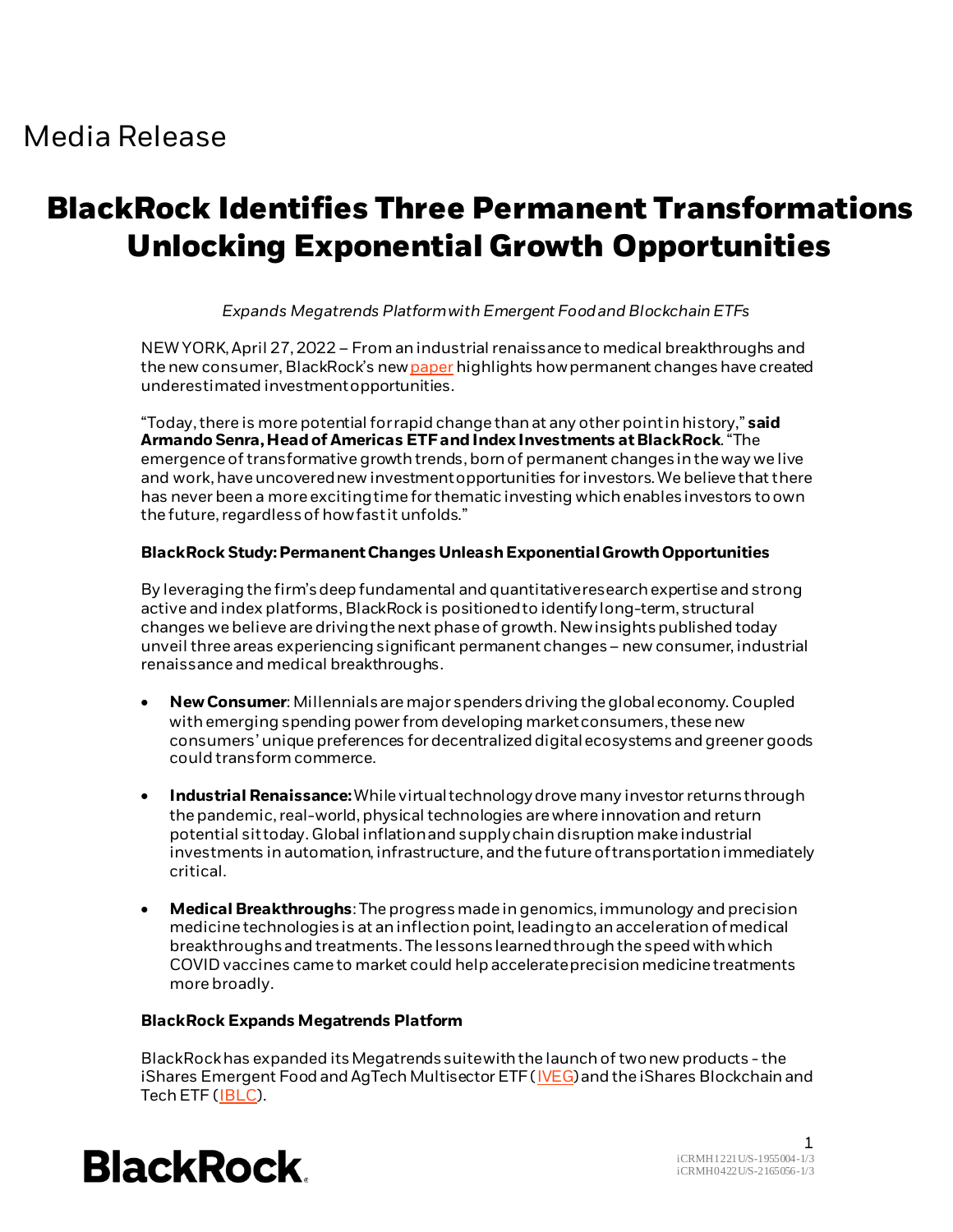Media Release

# BlackRock Identifies Three Permanent Transformations Unlocking Exponential Growth Opportunities

*Expands Megatrends Platform with Emergent Food and Blockchain ETFs*

NEW YORK, April 27, 2022 – From an industrial renaissance to medical breakthroughs and the new consumer, BlackRock's new paper highlights how permanent changes have created underestimated investment opportunities.

"Today, there is more potential for rapid change than at any other point in history," **said Armando Senra, Head of Americas ETF and Index Investments at BlackRock**. "The emergence of transformative growth trends, born of permanent changes in the way we live and work, have uncovered new investment opportunities for investors. We believe that there has never been a more exciting time for thematic investing which enables investors to own the future, regardless of how fast it unfolds."

**BlackRock Study: Permanent Changes Unleash Exponential Growth Opportunities**

By leveraging the firm's deep fundamental and quantitative research expertise and strong active and index platforms, BlackRock is positioned to identify long-term, structural changes we believe are driving the next phase of growth. New insights published today unveil three areas experiencing significant permanent changes – new consumer, industrial renaissance and medical breakthroughs.

- **New Consumer**: Millennials are major spenders driving the global economy. Coupled with emerging spending power from developing market consumers, these new consumers' unique preferences for decentralized digital ecosystems and greener goods could transform commerce.
- **Industrial Renaissance:** While virtual technology drove many investor returns through the pandemic, real-world, physical technologies are where innovation and return potential sit today. Global inflation and supply chain disruption make industrial investments in automation, infrastructure, and the future of transportation immediately critical.
- **Medical Breakthroughs**: The progress made in genomics, immunology and precision medicine technologies is at an inflection point, leading to an acceleration of medical breakthroughs and treatments. The lessons learned through the speed with which COVID vaccines came to market could help accelerate precision medicine treatments more broadly.

**BlackRock Expands Megatrends Platform**

BlackRock has expanded its Megatrends suite with the launch of two new products - the iShares Emergent Food and AgTech Multisector ETF (IVEG) and the iShares Blockchain and Tech ETF (IBLC).

iCRMH1221U/S-1955004-1/3
iCRMH0422U/S-2165056-1/3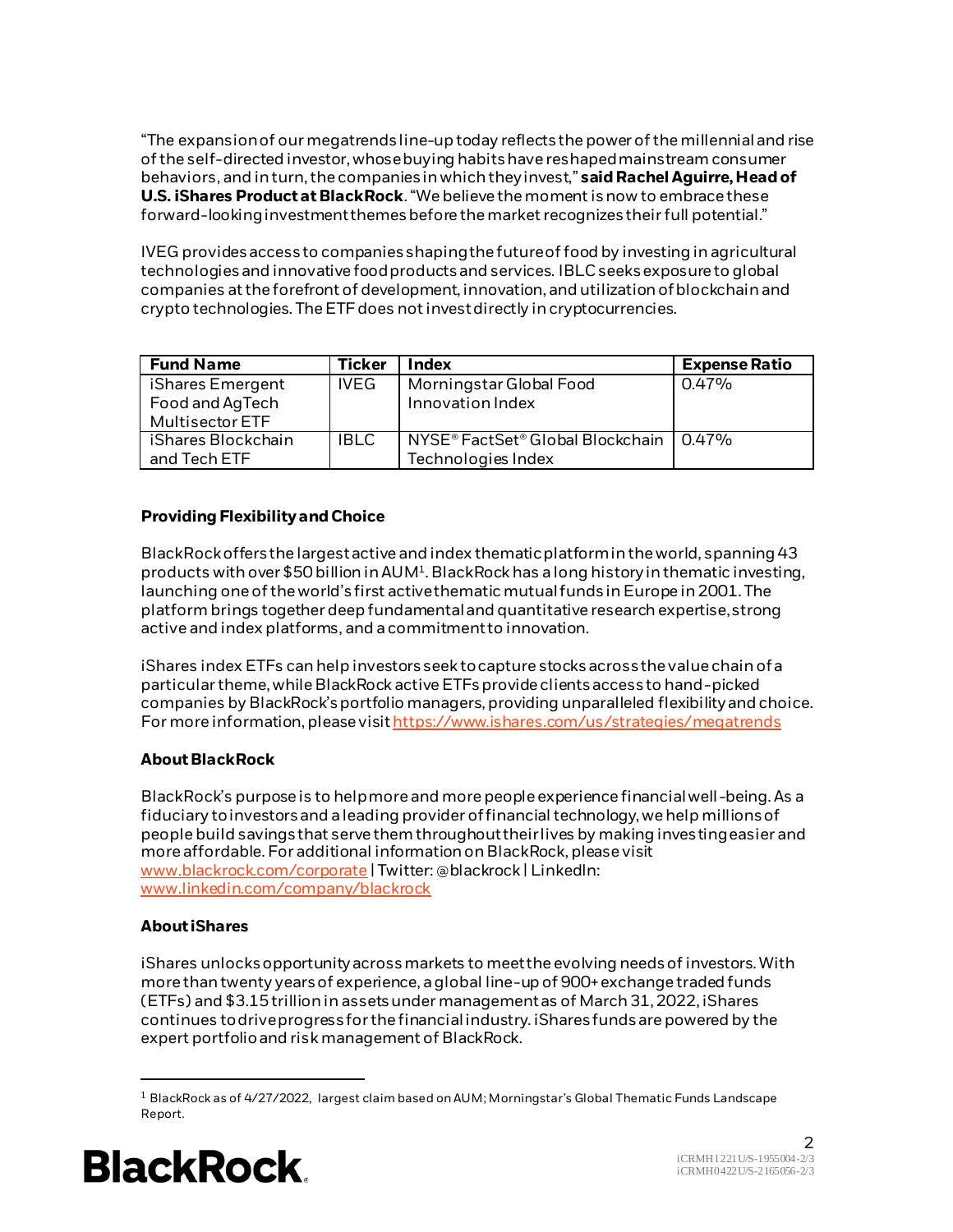"The expansion of our megatrends line-up today reflects the power of the millennial and rise of the self-directed investor, whose buying habits have reshaped mainstream consumer behaviors, and in turn, the companies in which they invest," **said Rachel Aguirre, Head of U.S. iShares Product at BlackRock**. "We believe the moment is now to embrace these forward-looking investment themes before the market recognizes their full potential."

IVEG provides access to companies shaping the future of food by investing in agricultural technologies and innovative food products and services. IBLC seeks exposure to global companies at the forefront of development, innovation, and utilization of blockchain and crypto technologies. The ETF does not invest directly in cryptocurrencies.

| Fund Name | Ticker | Index | Expense Ratio |
|---|---|---|---|
| iShares Emergent Food and AgTech Multisector ETF | IVEG | Morningstar Global Food Innovation Index | 0.47% |
| iShares Blockchain and Tech ETF | IBLC | NYSE® FactSet® Global Blockchain Technologies Index | 0.47% |

**Providing Flexibility and Choice**

BlackRock offers the largest active and index thematic platform in the world, spanning 43 products with over $50 billion in AUM[1]. BlackRock has a long history in thematic investing, launching one of the world's first active thematic mutual funds in Europe in 2001. The platform brings together deep fundamental and quantitative research expertise, strong active and index platforms, and a commitment to innovation.

iShares index ETFs can help investors seek to capture stocks across the value chain of a particular theme, while BlackRock active ETFs provide clients access to hand-picked companies by BlackRock's portfolio managers, providing unparalleled flexibility and choice. For more information, please visit https://www.ishares.com/us/strategies/megatrends

**About BlackRock**

BlackRock's purpose is to help more and more people experience financial well-being. As a fiduciary to investors and a leading provider of financial technology, we help millions of people build savings that serve them throughout their lives by making investing easier and more affordable. For additional information on BlackRock, please visit www.blackrock.com/corporate | Twitter: @blackrock | LinkedIn: www.linkedin.com/company/blackrock

**About iShares**

iShares unlocks opportunity across markets to meet the evolving needs of investors. With more than twenty years of experience, a global line-up of 900+ exchange traded funds (ETFs) and $3.15 trillion in assets under management as of March 31, 2022, iShares continues to drive progress for the financial industry. iShares funds are powered by the expert portfolio and risk management of BlackRock.

---

[1] BlackRock as of 4/27/2022, largest claim based on AUM; Morningstar's Global Thematic Funds Landscape Report.

iCRMH1221U/S-1955004-2/3
iCRMH0422U/S-2165056-2/3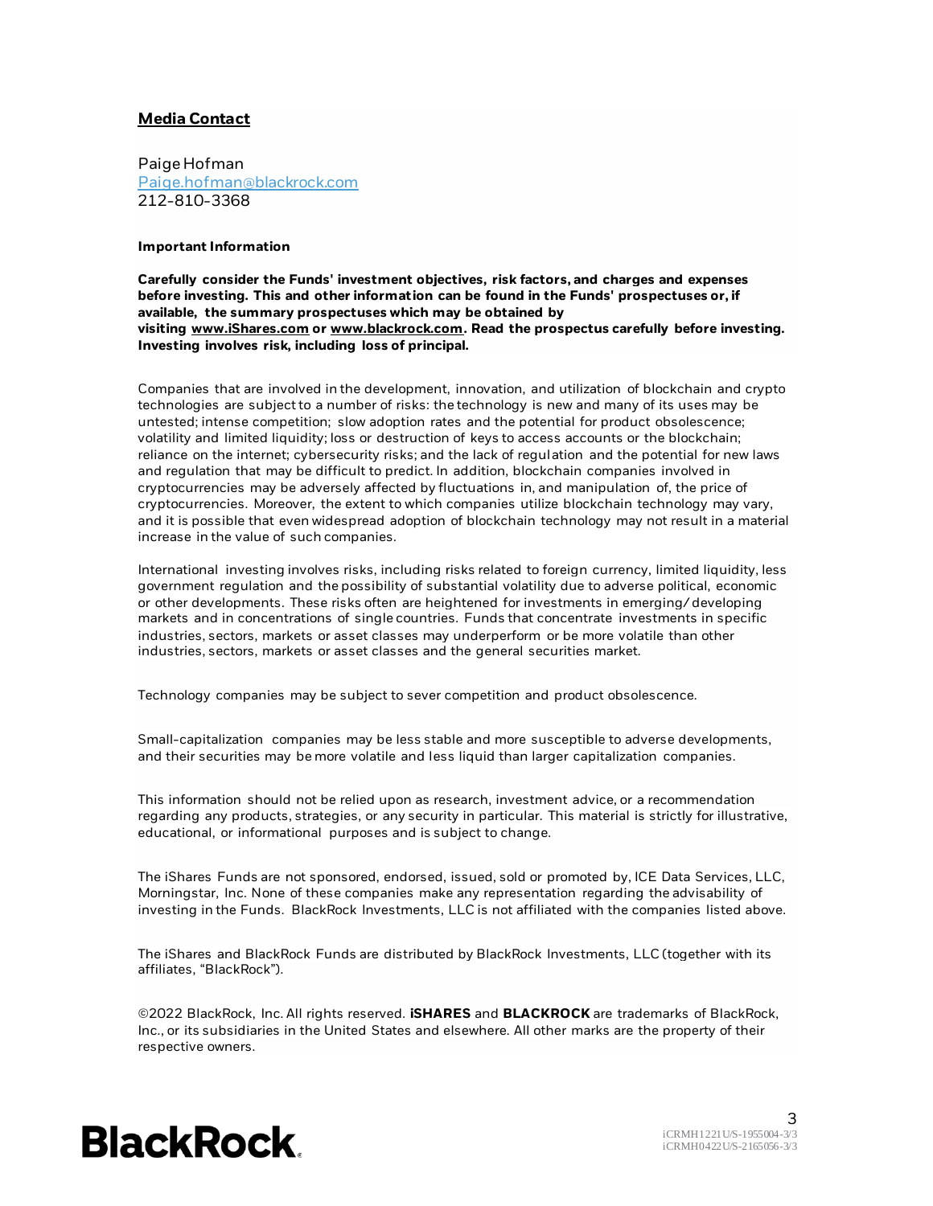**Media Contact**

Paige Hofman
Paige.hofman@blackrock.com
212-810-3368

**Important Information**

**Carefully consider the Funds' investment objectives, risk factors, and charges and expenses before investing. This and other information can be found in the Funds' prospectuses or, if available, the summary prospectuses which may be obtained by visiting www.iShares.com or www.blackrock.com. Read the prospectus carefully before investing. Investing involves risk, including loss of principal.**

Companies that are involved in the development, innovation, and utilization of blockchain and crypto technologies are subject to a number of risks: the technology is new and many of its uses may be untested; intense competition; slow adoption rates and the potential for product obsolescence; volatility and limited liquidity; loss or destruction of keys to access accounts or the blockchain; reliance on the internet; cybersecurity risks; and the lack of regulation and the potential for new laws and regulation that may be difficult to predict. In addition, blockchain companies involved in cryptocurrencies may be adversely affected by fluctuations in, and manipulation of, the price of cryptocurrencies. Moreover, the extent to which companies utilize blockchain technology may vary, and it is possible that even widespread adoption of blockchain technology may not result in a material increase in the value of such companies.

International investing involves risks, including risks related to foreign currency, limited liquidity, less government regulation and the possibility of substantial volatility due to adverse political, economic or other developments. These risks often are heightened for investments in emerging/ developing markets and in concentrations of single countries. Funds that concentrate investments in specific industries, sectors, markets or asset classes may underperform or be more volatile than other industries, sectors, markets or asset classes and the general securities market.

Technology companies may be subject to sever competition and product obsolescence.

Small-capitalization companies may be less stable and more susceptible to adverse developments, and their securities may be more volatile and less liquid than larger capitalization companies.

This information should not be relied upon as research, investment advice, or a recommendation regarding any products, strategies, or any security in particular. This material is strictly for illustrative, educational, or informational purposes and is subject to change.

The iShares Funds are not sponsored, endorsed, issued, sold or promoted by, ICE Data Services, LLC, Morningstar, Inc. None of these companies make any representation regarding the advisability of investing in the Funds. BlackRock Investments, LLC is not affiliated with the companies listed above.

The iShares and BlackRock Funds are distributed by BlackRock Investments, LLC (together with its affiliates, "BlackRock").

©2022 BlackRock, Inc. All rights reserved. **iSHARES** and **BLACKROCK** are trademarks of BlackRock, Inc., or its subsidiaries in the United States and elsewhere. All other marks are the property of their respective owners.

iCRMH1221U/S-1955004-3/3
iCRMH0422U/S-2165056-3/3